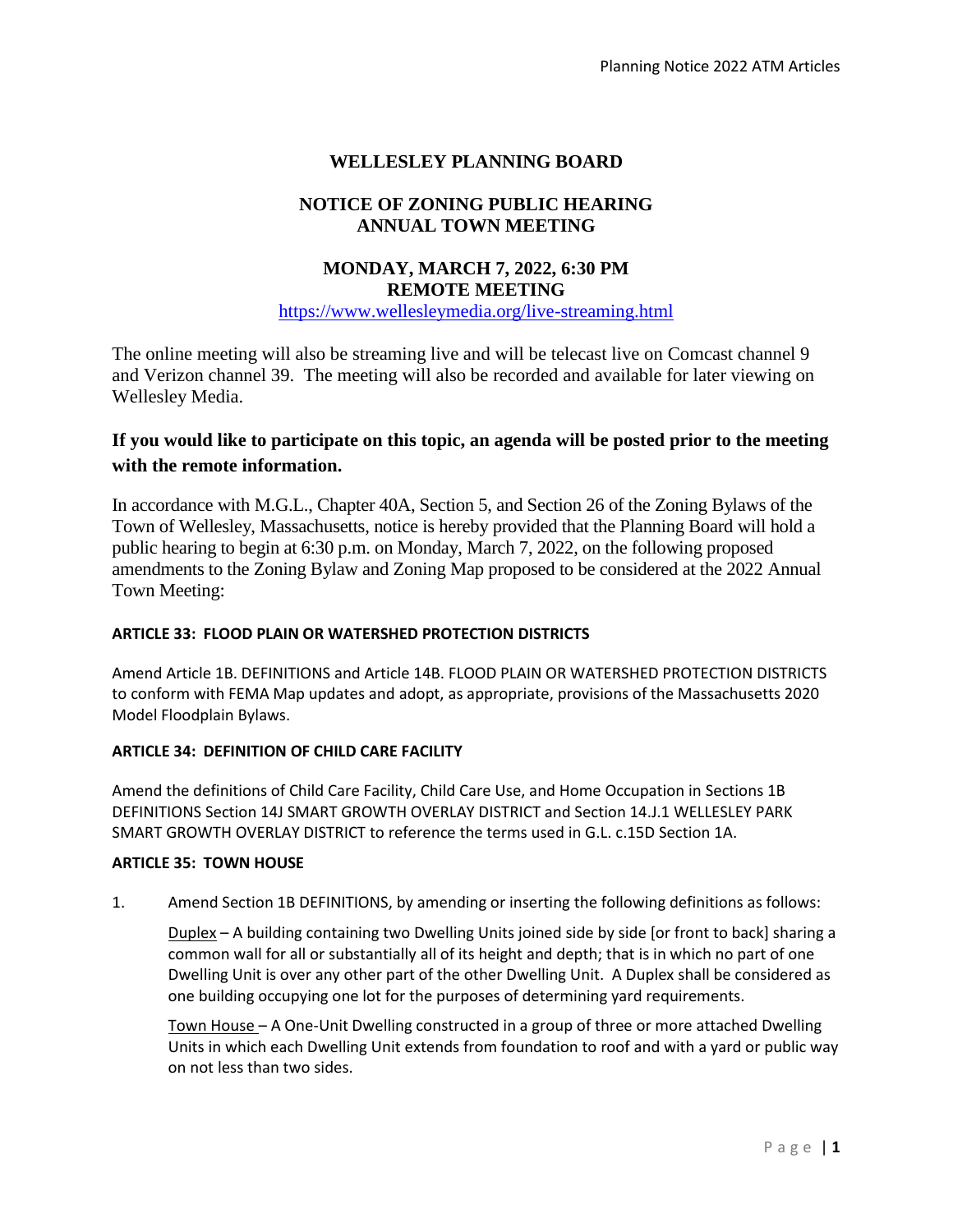# WELLESLEY PLANNING BOARD

## NOTICE OF ZONING PUBLIC HEARING
## ANNUAL TOWN MEETING

### MONDAY, MARCH 7, 2022, 6:30 PM
### REMOTE MEETING

https://www.wellesleymedia.org/live-streaming.html

The online meeting will also be streaming live and will be telecast live on Comcast channel 9 and Verizon channel 39. The meeting will also be recorded and available for later viewing on Wellesley Media.

**If you would like to participate on this topic, an agenda will be posted prior to the meeting with the remote information.**

In accordance with M.G.L., Chapter 40A, Section 5, and Section 26 of the Zoning Bylaws of the Town of Wellesley, Massachusetts, notice is hereby provided that the Planning Board will hold a public hearing to begin at 6:30 p.m. on Monday, March 7, 2022, on the following proposed amendments to the Zoning Bylaw and Zoning Map proposed to be considered at the 2022 Annual Town Meeting:

**ARTICLE 33: FLOOD PLAIN OR WATERSHED PROTECTION DISTRICTS**

Amend Article 1B. DEFINITIONS and Article 14B. FLOOD PLAIN OR WATERSHED PROTECTION DISTRICTS to conform with FEMA Map updates and adopt, as appropriate, provisions of the Massachusetts 2020 Model Floodplain Bylaws.

**ARTICLE 34: DEFINITION OF CHILD CARE FACILITY**

Amend the definitions of Child Care Facility, Child Care Use, and Home Occupation in Sections 1B DEFINITIONS Section 14J SMART GROWTH OVERLAY DISTRICT and Section 14.J.1 WELLESLEY PARK SMART GROWTH OVERLAY DISTRICT to reference the terms used in G.L. c.15D Section 1A.

**ARTICLE 35: TOWN HOUSE**

1. Amend Section 1B DEFINITIONS, by amending or inserting the following definitions as follows:

   Duplex – A building containing two Dwelling Units joined side by side [or front to back] sharing a common wall for all or substantially all of its height and depth; that is in which no part of one Dwelling Unit is over any other part of the other Dwelling Unit. A Duplex shall be considered as one building occupying one lot for the purposes of determining yard requirements.

   Town House – A One-Unit Dwelling constructed in a group of three or more attached Dwelling Units in which each Dwelling Unit extends from foundation to roof and with a yard or public way on not less than two sides.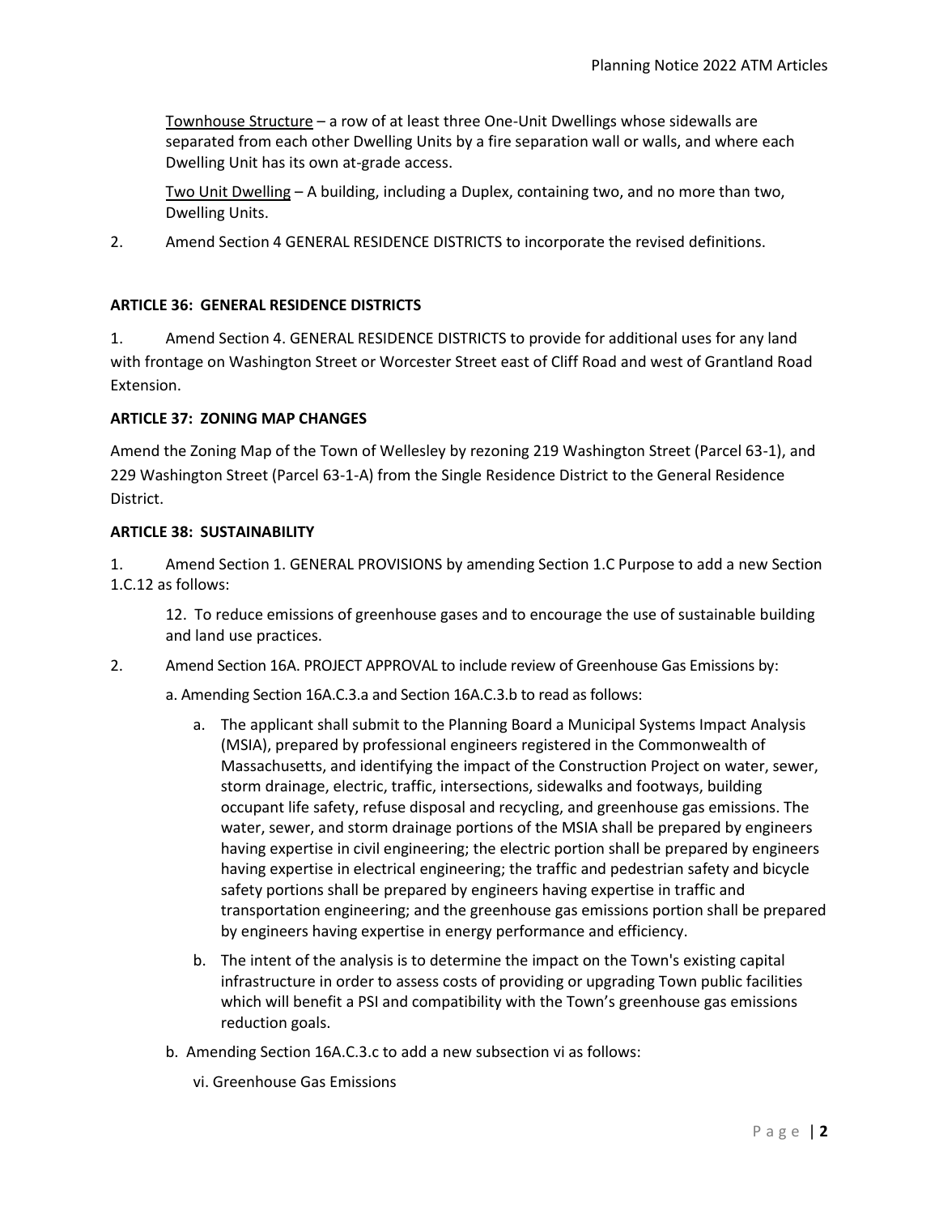Townhouse Structure – a row of at least three One-Unit Dwellings whose sidewalls are separated from each other Dwelling Units by a fire separation wall or walls, and where each Dwelling Unit has its own at-grade access.

Two Unit Dwelling – A building, including a Duplex, containing two, and no more than two, Dwelling Units.

2. Amend Section 4 GENERAL RESIDENCE DISTRICTS to incorporate the revised definitions.

**ARTICLE 36: GENERAL RESIDENCE DISTRICTS**

1. Amend Section 4. GENERAL RESIDENCE DISTRICTS to provide for additional uses for any land with frontage on Washington Street or Worcester Street east of Cliff Road and west of Grantland Road Extension.

**ARTICLE 37: ZONING MAP CHANGES**

Amend the Zoning Map of the Town of Wellesley by rezoning 219 Washington Street (Parcel 63-1), and 229 Washington Street (Parcel 63-1-A) from the Single Residence District to the General Residence District.

**ARTICLE 38: SUSTAINABILITY**

1. Amend Section 1. GENERAL PROVISIONS by amending Section 1.C Purpose to add a new Section 1.C.12 as follows:

   12. To reduce emissions of greenhouse gases and to encourage the use of sustainable building and land use practices.

2. Amend Section 16A. PROJECT APPROVAL to include review of Greenhouse Gas Emissions by:

   a. Amending Section 16A.C.3.a and Section 16A.C.3.b to read as follows:

      a. The applicant shall submit to the Planning Board a Municipal Systems Impact Analysis (MSIA), prepared by professional engineers registered in the Commonwealth of Massachusetts, and identifying the impact of the Construction Project on water, sewer, storm drainage, electric, traffic, intersections, sidewalks and footways, building occupant life safety, refuse disposal and recycling, and greenhouse gas emissions. The water, sewer, and storm drainage portions of the MSIA shall be prepared by engineers having expertise in civil engineering; the electric portion shall be prepared by engineers having expertise in electrical engineering; the traffic and pedestrian safety and bicycle safety portions shall be prepared by engineers having expertise in traffic and transportation engineering; and the greenhouse gas emissions portion shall be prepared by engineers having expertise in energy performance and efficiency.

      b. The intent of the analysis is to determine the impact on the Town's existing capital infrastructure in order to assess costs of providing or upgrading Town public facilities which will benefit a PSI and compatibility with the Town's greenhouse gas emissions reduction goals.

   b. Amending Section 16A.C.3.c to add a new subsection vi as follows:

      vi. Greenhouse Gas Emissions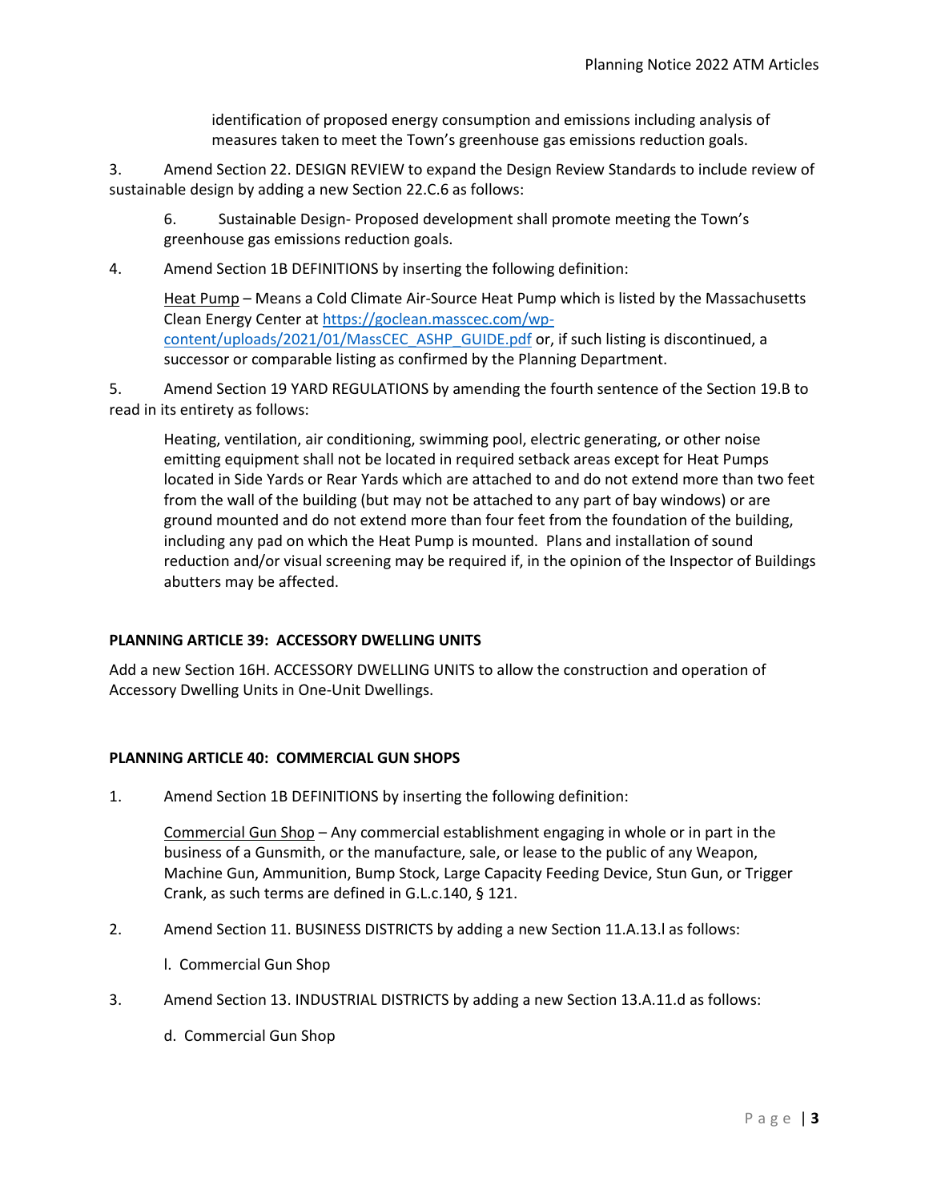identification of proposed energy consumption and emissions including analysis of measures taken to meet the Town's greenhouse gas emissions reduction goals.

3. Amend Section 22. DESIGN REVIEW to expand the Design Review Standards to include review of sustainable design by adding a new Section 22.C.6 as follows:

   6. Sustainable Design- Proposed development shall promote meeting the Town's greenhouse gas emissions reduction goals.

4. Amend Section 1B DEFINITIONS by inserting the following definition:

   Heat Pump – Means a Cold Climate Air-Source Heat Pump which is listed by the Massachusetts Clean Energy Center at [https://goclean.masscec.com/wp-content/uploads/2021/01/MassCEC_ASHP_GUIDE.pdf](https://goclean.masscec.com/wp-content/uploads/2021/01/MassCEC_ASHP_GUIDE.pdf) or, if such listing is discontinued, a successor or comparable listing as confirmed by the Planning Department.

5. Amend Section 19 YARD REGULATIONS by amending the fourth sentence of the Section 19.B to read in its entirety as follows:

   Heating, ventilation, air conditioning, swimming pool, electric generating, or other noise emitting equipment shall not be located in required setback areas except for Heat Pumps located in Side Yards or Rear Yards which are attached to and do not extend more than two feet from the wall of the building (but may not be attached to any part of bay windows) or are ground mounted and do not extend more than four feet from the foundation of the building, including any pad on which the Heat Pump is mounted. Plans and installation of sound reduction and/or visual screening may be required if, in the opinion of the Inspector of Buildings abutters may be affected.

**PLANNING ARTICLE 39: ACCESSORY DWELLING UNITS**

Add a new Section 16H. ACCESSORY DWELLING UNITS to allow the construction and operation of Accessory Dwelling Units in One-Unit Dwellings.

**PLANNING ARTICLE 40: COMMERCIAL GUN SHOPS**

1. Amend Section 1B DEFINITIONS by inserting the following definition:

   Commercial Gun Shop – Any commercial establishment engaging in whole or in part in the business of a Gunsmith, or the manufacture, sale, or lease to the public of any Weapon, Machine Gun, Ammunition, Bump Stock, Large Capacity Feeding Device, Stun Gun, or Trigger Crank, as such terms are defined in G.L.c.140, § 121.

2. Amend Section 11. BUSINESS DISTRICTS by adding a new Section 11.A.13.l as follows:

   l. Commercial Gun Shop

3. Amend Section 13. INDUSTRIAL DISTRICTS by adding a new Section 13.A.11.d as follows:

   d. Commercial Gun Shop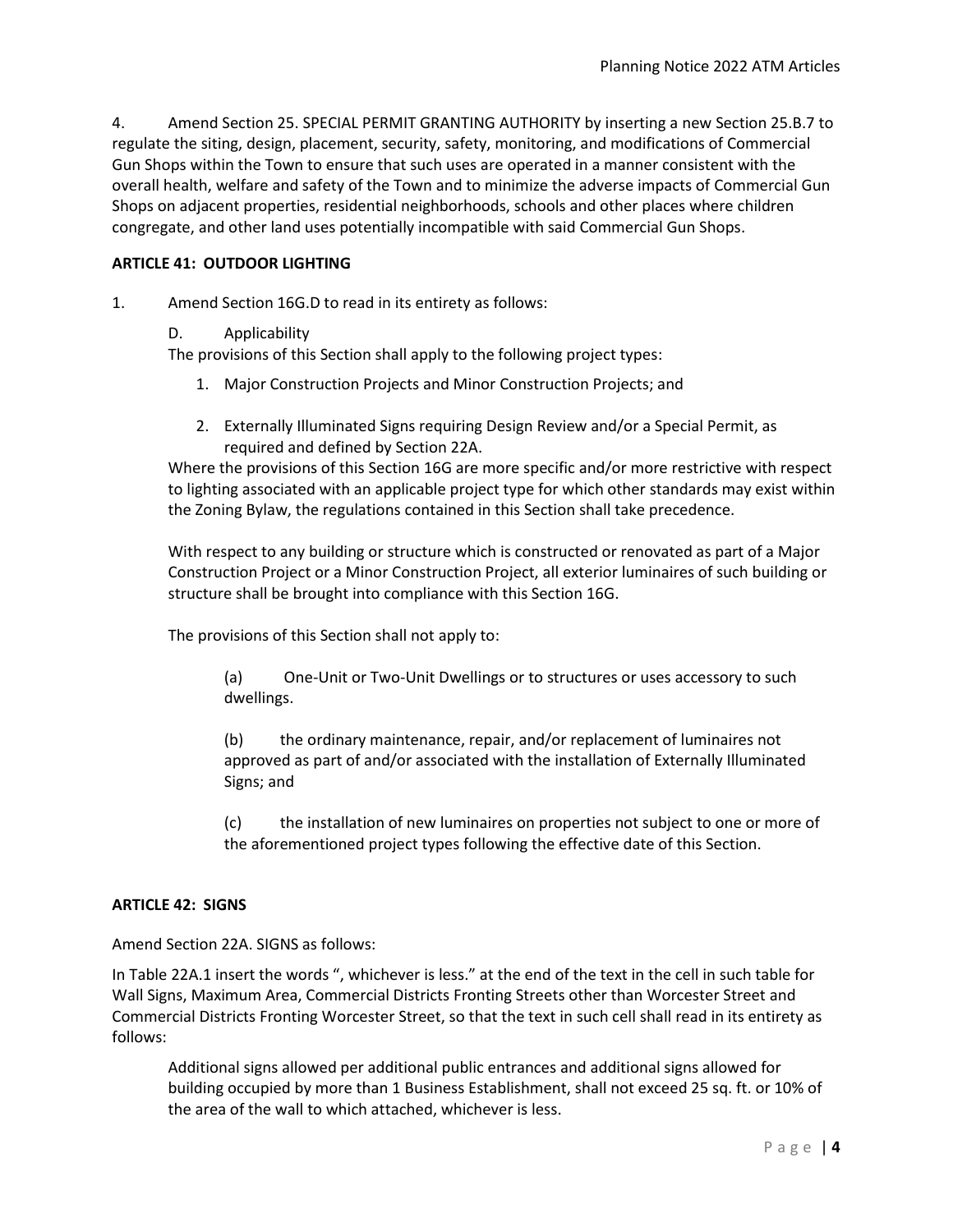4. Amend Section 25. SPECIAL PERMIT GRANTING AUTHORITY by inserting a new Section 25.B.7 to regulate the siting, design, placement, security, safety, monitoring, and modifications of Commercial Gun Shops within the Town to ensure that such uses are operated in a manner consistent with the overall health, welfare and safety of the Town and to minimize the adverse impacts of Commercial Gun Shops on adjacent properties, residential neighborhoods, schools and other places where children congregate, and other land uses potentially incompatible with said Commercial Gun Shops.

**ARTICLE 41: OUTDOOR LIGHTING**

1. Amend Section 16G.D to read in its entirety as follows:

   D. Applicability

   The provisions of this Section shall apply to the following project types:

   1. Major Construction Projects and Minor Construction Projects; and

   2. Externally Illuminated Signs requiring Design Review and/or a Special Permit, as required and defined by Section 22A.

   Where the provisions of this Section 16G are more specific and/or more restrictive with respect to lighting associated with an applicable project type for which other standards may exist within the Zoning Bylaw, the regulations contained in this Section shall take precedence.

   With respect to any building or structure which is constructed or renovated as part of a Major Construction Project or a Minor Construction Project, all exterior luminaires of such building or structure shall be brought into compliance with this Section 16G.

   The provisions of this Section shall not apply to:

   (a) One-Unit or Two-Unit Dwellings or to structures or uses accessory to such dwellings.

   (b) the ordinary maintenance, repair, and/or replacement of luminaires not approved as part of and/or associated with the installation of Externally Illuminated Signs; and

   (c) the installation of new luminaires on properties not subject to one or more of the aforementioned project types following the effective date of this Section.

**ARTICLE 42: SIGNS**

Amend Section 22A. SIGNS as follows:

In Table 22A.1 insert the words ", whichever is less." at the end of the text in the cell in such table for Wall Signs, Maximum Area, Commercial Districts Fronting Streets other than Worcester Street and Commercial Districts Fronting Worcester Street, so that the text in such cell shall read in its entirety as follows:

> Additional signs allowed per additional public entrances and additional signs allowed for building occupied by more than 1 Business Establishment, shall not exceed 25 sq. ft. or 10% of the area of the wall to which attached, whichever is less.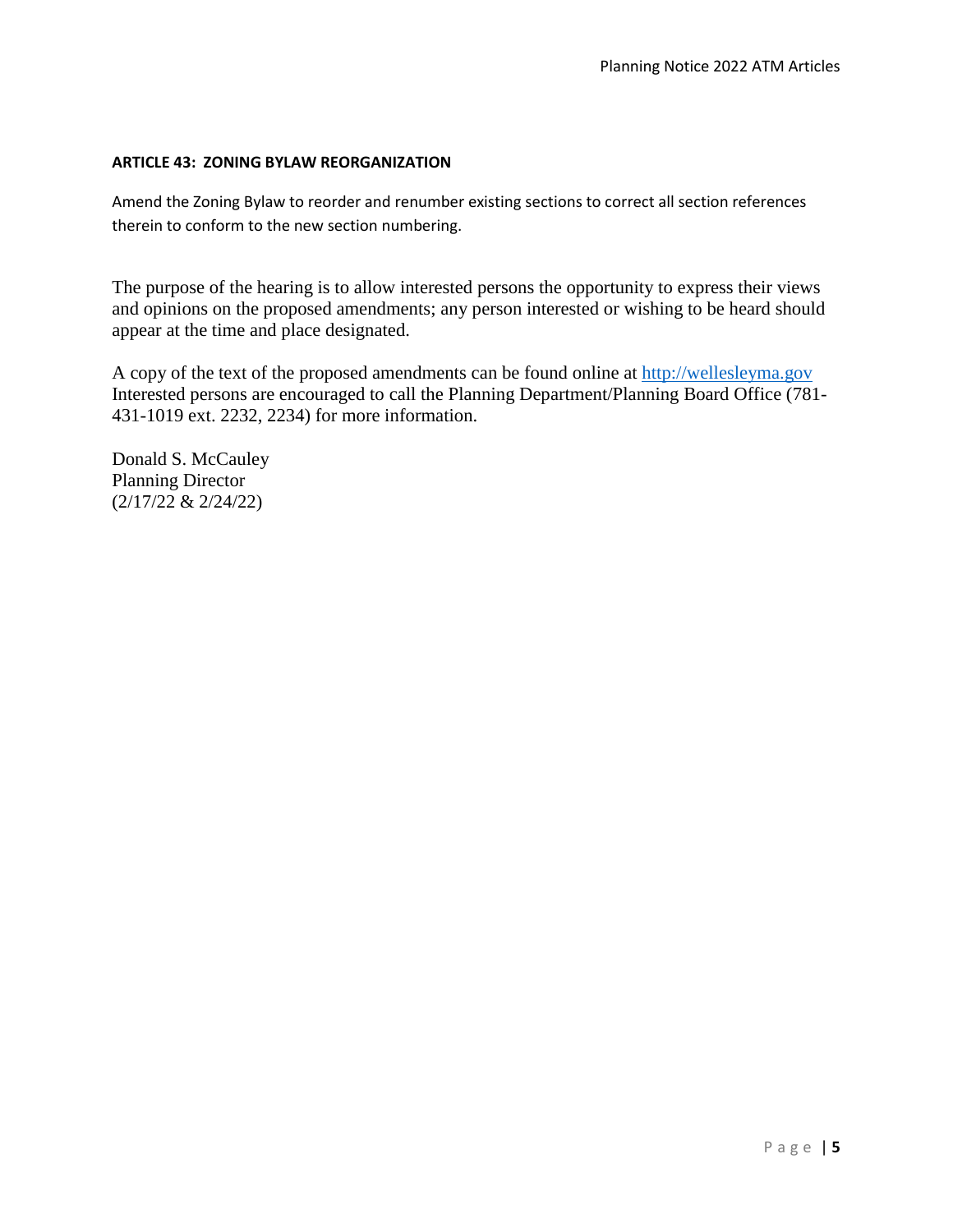**ARTICLE 43: ZONING BYLAW REORGANIZATION**

Amend the Zoning Bylaw to reorder and renumber existing sections to correct all section references therein to conform to the new section numbering.

The purpose of the hearing is to allow interested persons the opportunity to express their views and opinions on the proposed amendments; any person interested or wishing to be heard should appear at the time and place designated.

A copy of the text of the proposed amendments can be found online at [http://wellesleyma.gov](http://wellesleyma.gov) Interested persons are encouraged to call the Planning Department/Planning Board Office (781-431-1019 ext. 2232, 2234) for more information.

Donald S. McCauley
Planning Director
(2/17/22 & 2/24/22)